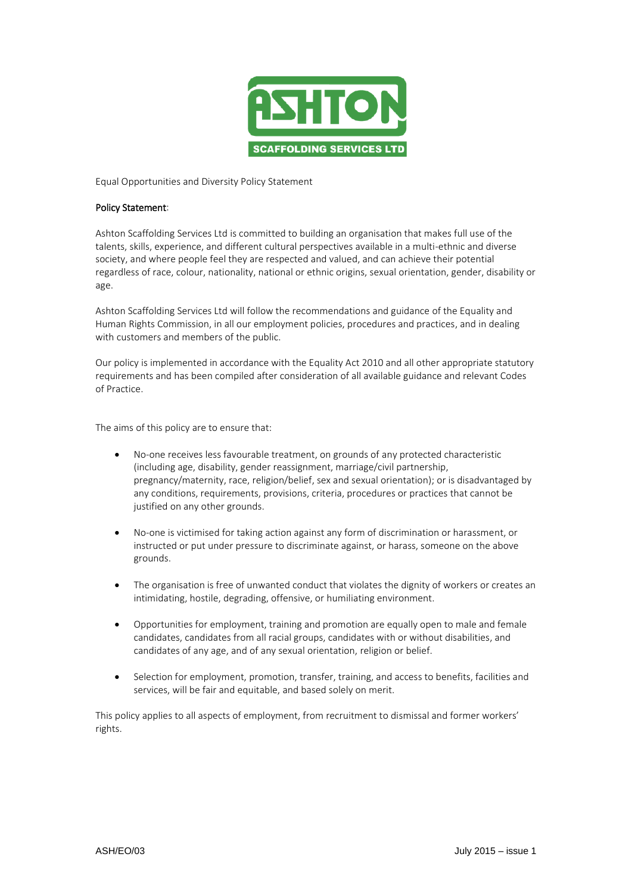ASHTON
SCAFFOLDING SERVICES LTD

Equal Opportunities and Diversity Policy Statement

**Policy Statement**:

Ashton Scaffolding Services Ltd is committed to building an organisation that makes full use of the talents, skills, experience, and different cultural perspectives available in a multi-ethnic and diverse society, and where people feel they are respected and valued, and can achieve their potential regardless of race, colour, nationality, national or ethnic origins, sexual orientation, gender, disability or age.

Ashton Scaffolding Services Ltd will follow the recommendations and guidance of the Equality and Human Rights Commission, in all our employment policies, procedures and practices, and in dealing with customers and members of the public.

Our policy is implemented in accordance with the Equality Act 2010 and all other appropriate statutory requirements and has been compiled after consideration of all available guidance and relevant Codes of Practice.

The aims of this policy are to ensure that:

- No-one receives less favourable treatment, on grounds of any protected characteristic (including age, disability, gender reassignment, marriage/civil partnership, pregnancy/maternity, race, religion/belief, sex and sexual orientation); or is disadvantaged by any conditions, requirements, provisions, criteria, procedures or practices that cannot be justified on any other grounds.

- No-one is victimised for taking action against any form of discrimination or harassment, or instructed or put under pressure to discriminate against, or harass, someone on the above grounds.

- The organisation is free of unwanted conduct that violates the dignity of workers or creates an intimidating, hostile, degrading, offensive, or humiliating environment.

- Opportunities for employment, training and promotion are equally open to male and female candidates, candidates from all racial groups, candidates with or without disabilities, and candidates of any age, and of any sexual orientation, religion or belief.

- Selection for employment, promotion, transfer, training, and access to benefits, facilities and services, will be fair and equitable, and based solely on merit.

This policy applies to all aspects of employment, from recruitment to dismissal and former workers' rights.

ASH/EO/03 July 2015 – issue 1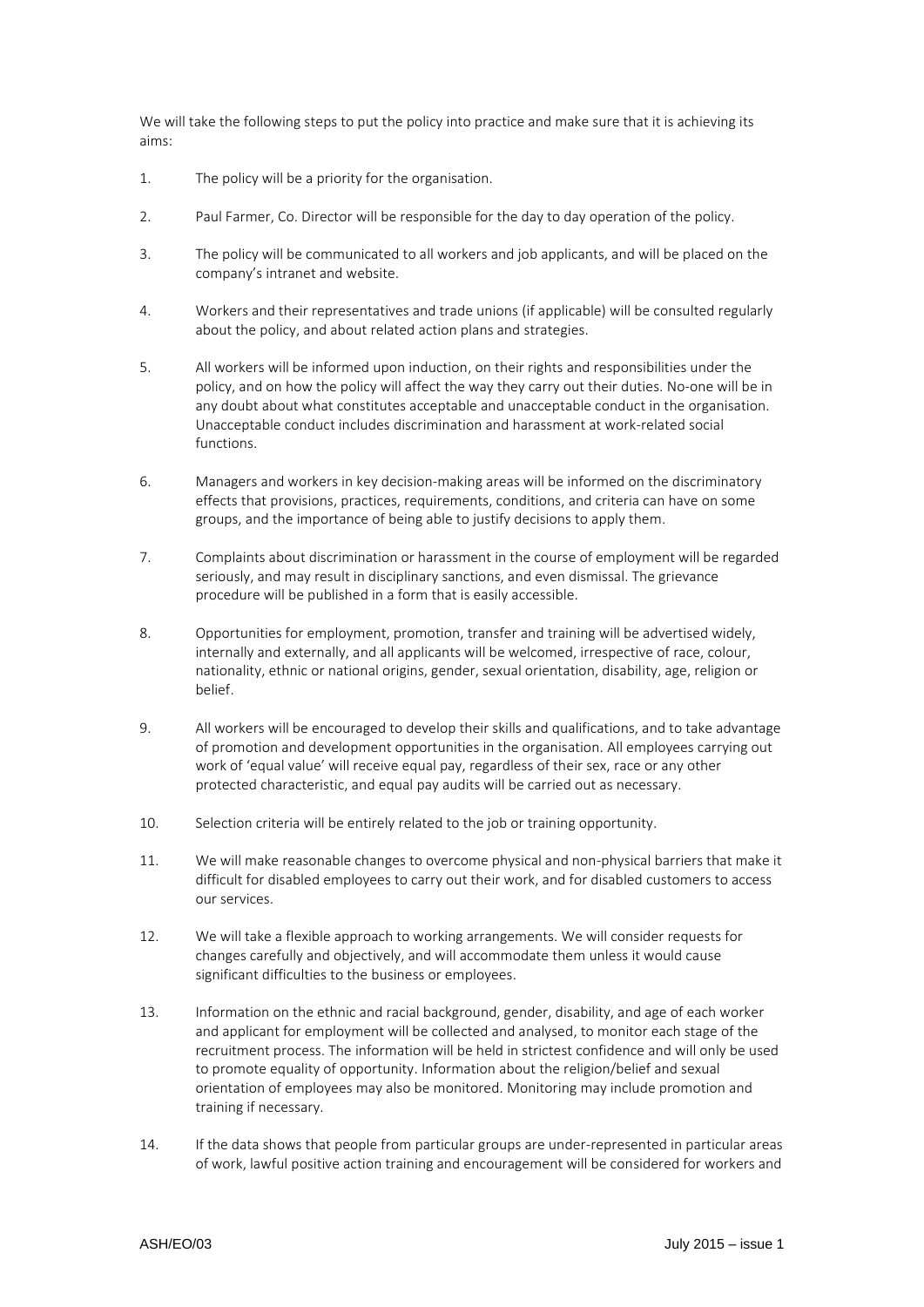We will take the following steps to put the policy into practice and make sure that it is achieving its aims:

1. The policy will be a priority for the organisation.

2. Paul Farmer, Co. Director will be responsible for the day to day operation of the policy.

3. The policy will be communicated to all workers and job applicants, and will be placed on the company's intranet and website.

4. Workers and their representatives and trade unions (if applicable) will be consulted regularly about the policy, and about related action plans and strategies.

5. All workers will be informed upon induction, on their rights and responsibilities under the policy, and on how the policy will affect the way they carry out their duties. No-one will be in any doubt about what constitutes acceptable and unacceptable conduct in the organisation. Unacceptable conduct includes discrimination and harassment at work-related social functions.

6. Managers and workers in key decision-making areas will be informed on the discriminatory effects that provisions, practices, requirements, conditions, and criteria can have on some groups, and the importance of being able to justify decisions to apply them.

7. Complaints about discrimination or harassment in the course of employment will be regarded seriously, and may result in disciplinary sanctions, and even dismissal. The grievance procedure will be published in a form that is easily accessible.

8. Opportunities for employment, promotion, transfer and training will be advertised widely, internally and externally, and all applicants will be welcomed, irrespective of race, colour, nationality, ethnic or national origins, gender, sexual orientation, disability, age, religion or belief.

9. All workers will be encouraged to develop their skills and qualifications, and to take advantage of promotion and development opportunities in the organisation. All employees carrying out work of 'equal value' will receive equal pay, regardless of their sex, race or any other protected characteristic, and equal pay audits will be carried out as necessary.

10. Selection criteria will be entirely related to the job or training opportunity.

11. We will make reasonable changes to overcome physical and non-physical barriers that make it difficult for disabled employees to carry out their work, and for disabled customers to access our services.

12. We will take a flexible approach to working arrangements. We will consider requests for changes carefully and objectively, and will accommodate them unless it would cause significant difficulties to the business or employees.

13. Information on the ethnic and racial background, gender, disability, and age of each worker and applicant for employment will be collected and analysed, to monitor each stage of the recruitment process. The information will be held in strictest confidence and will only be used to promote equality of opportunity. Information about the religion/belief and sexual orientation of employees may also be monitored. Monitoring may include promotion and training if necessary.

14. If the data shows that people from particular groups are under-represented in particular areas of work, lawful positive action training and encouragement will be considered for workers and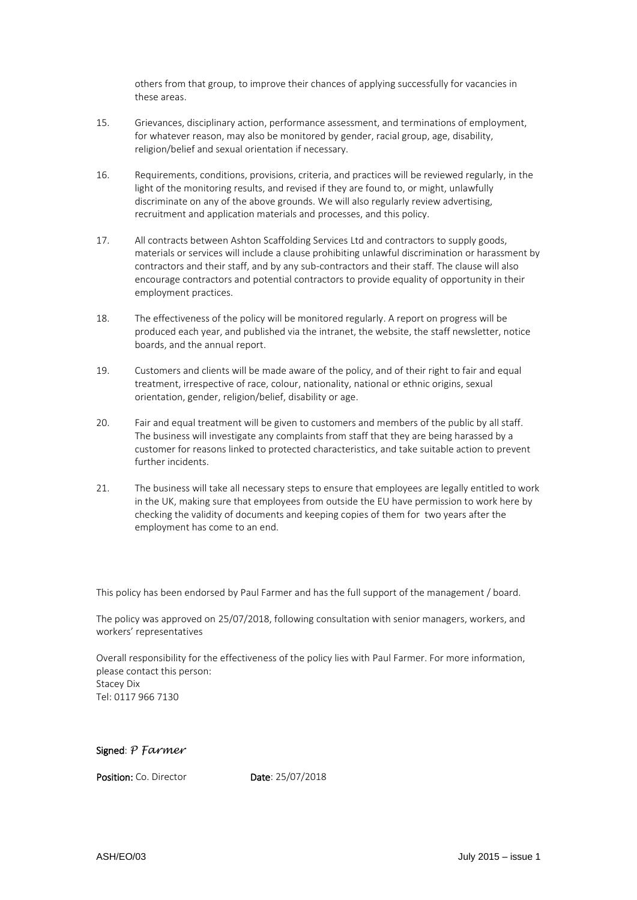others from that group, to improve their chances of applying successfully for vacancies in these areas.

15. Grievances, disciplinary action, performance assessment, and terminations of employment, for whatever reason, may also be monitored by gender, racial group, age, disability, religion/belief and sexual orientation if necessary.

16. Requirements, conditions, provisions, criteria, and practices will be reviewed regularly, in the light of the monitoring results, and revised if they are found to, or might, unlawfully discriminate on any of the above grounds. We will also regularly review advertising, recruitment and application materials and processes, and this policy.

17. All contracts between Ashton Scaffolding Services Ltd and contractors to supply goods, materials or services will include a clause prohibiting unlawful discrimination or harassment by contractors and their staff, and by any sub-contractors and their staff. The clause will also encourage contractors and potential contractors to provide equality of opportunity in their employment practices.

18. The effectiveness of the policy will be monitored regularly. A report on progress will be produced each year, and published via the intranet, the website, the staff newsletter, notice boards, and the annual report.

19. Customers and clients will be made aware of the policy, and of their right to fair and equal treatment, irrespective of race, colour, nationality, national or ethnic origins, sexual orientation, gender, religion/belief, disability or age.

20. Fair and equal treatment will be given to customers and members of the public by all staff. The business will investigate any complaints from staff that they are being harassed by a customer for reasons linked to protected characteristics, and take suitable action to prevent further incidents.

21. The business will take all necessary steps to ensure that employees are legally entitled to work in the UK, making sure that employees from outside the EU have permission to work here by checking the validity of documents and keeping copies of them for two years after the employment has come to an end.

This policy has been endorsed by Paul Farmer and has the full support of the management / board.

The policy was approved on 25/07/2018, following consultation with senior managers, workers, and workers' representatives

Overall responsibility for the effectiveness of the policy lies with Paul Farmer. For more information, please contact this person:
Stacey Dix
Tel: 0117 966 7130

**Signed**: *P Farmer*

**Position:** Co. Director **Date**: 25/07/2018

ASH/EO/03 July 2015 – issue 1